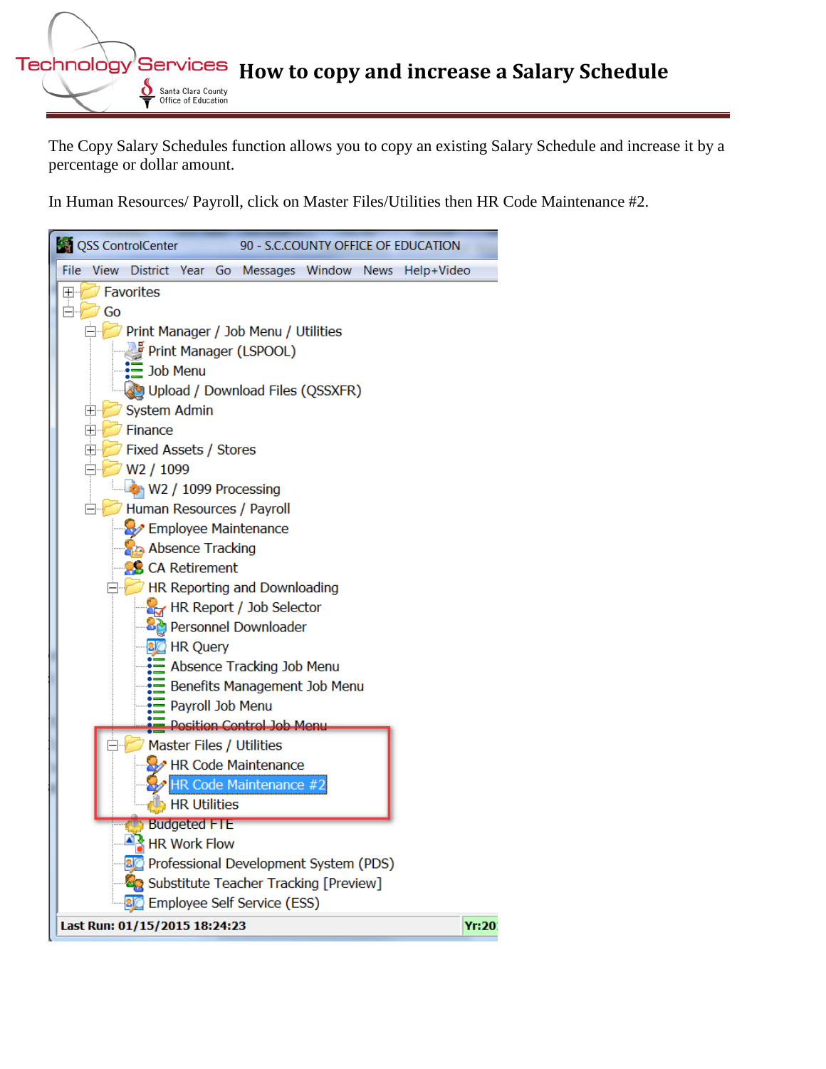# How to copy and increase a Salary Schedule

The Copy Salary Schedules function allows you to copy an existing Salary Schedule and increase it by a percentage or dollar amount.

In Human Resources/ Payroll, click on Master Files/Utilities then HR Code Maintenance #2.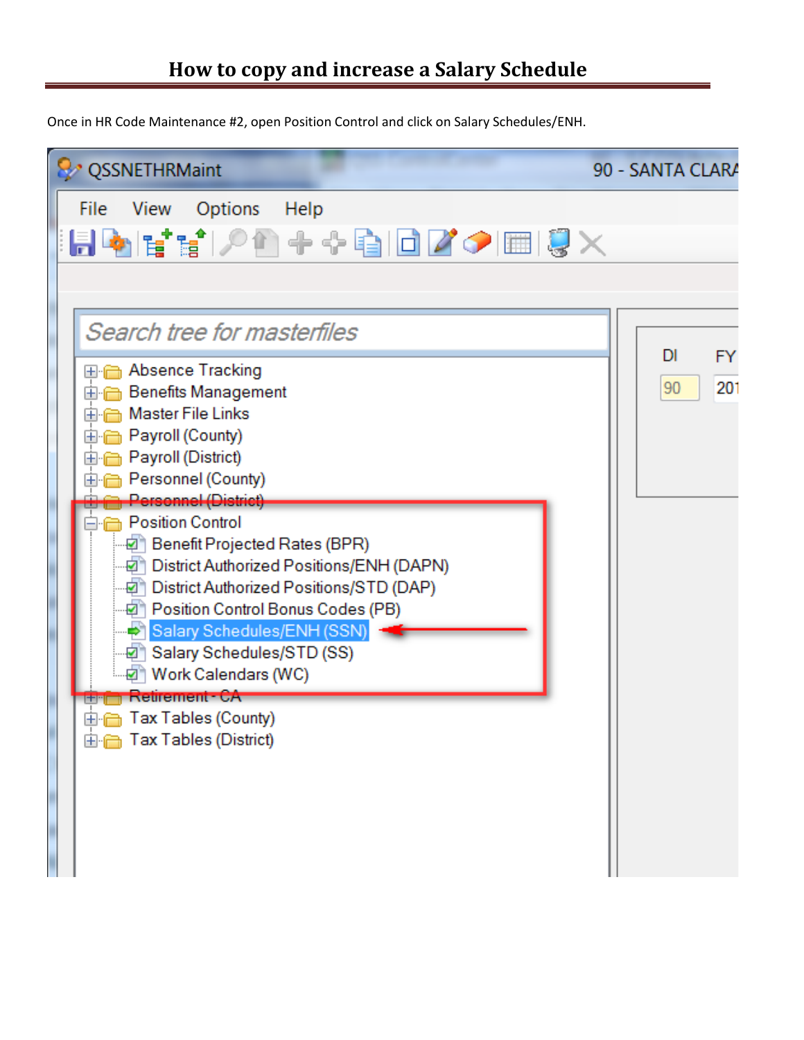# How to copy and increase a Salary Schedule

Once in HR Code Maintenance #2, open Position Control and click on Salary Schedules/ENH.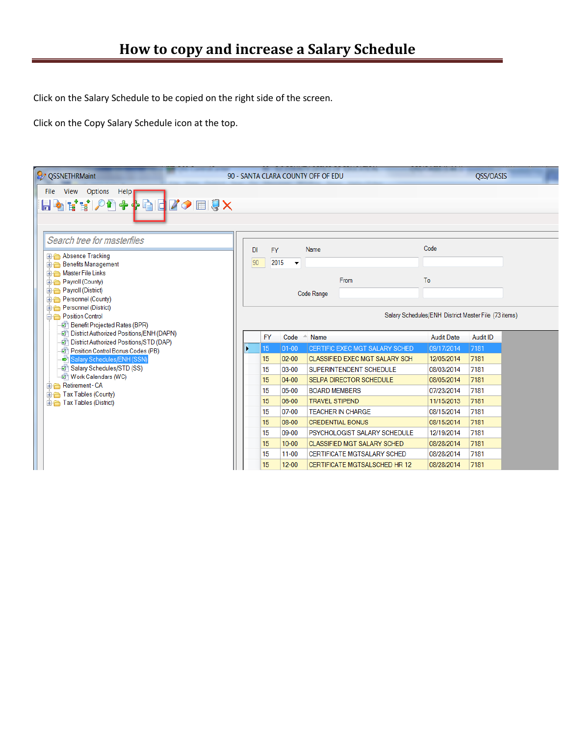# How to copy and increase a Salary Schedule

Click on the Salary Schedule to be copied on the right side of the screen.

Click on the Copy Salary Schedule icon at the top.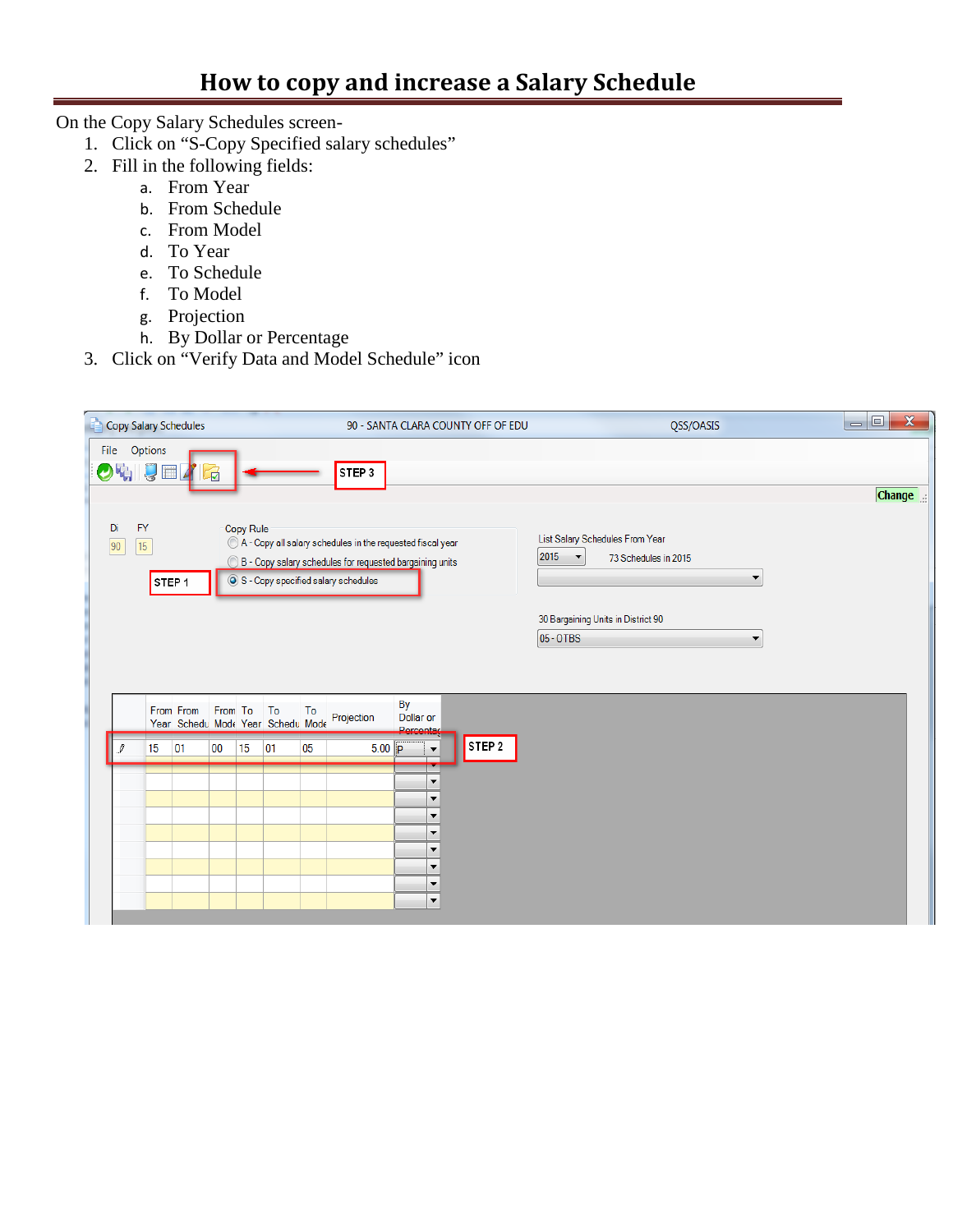# How to copy and increase a Salary Schedule

On the Copy Salary Schedules screen-

1. Click on “S-Copy Specified salary schedules”
2. Fill in the following fields:
    a. From Year
    b. From Schedule
    c. From Model
    d. To Year
    e. To Schedule
    f. To Model
    g. Projection
    h. By Dollar or Percentage
3. Click on “Verify Data and Model Schedule” icon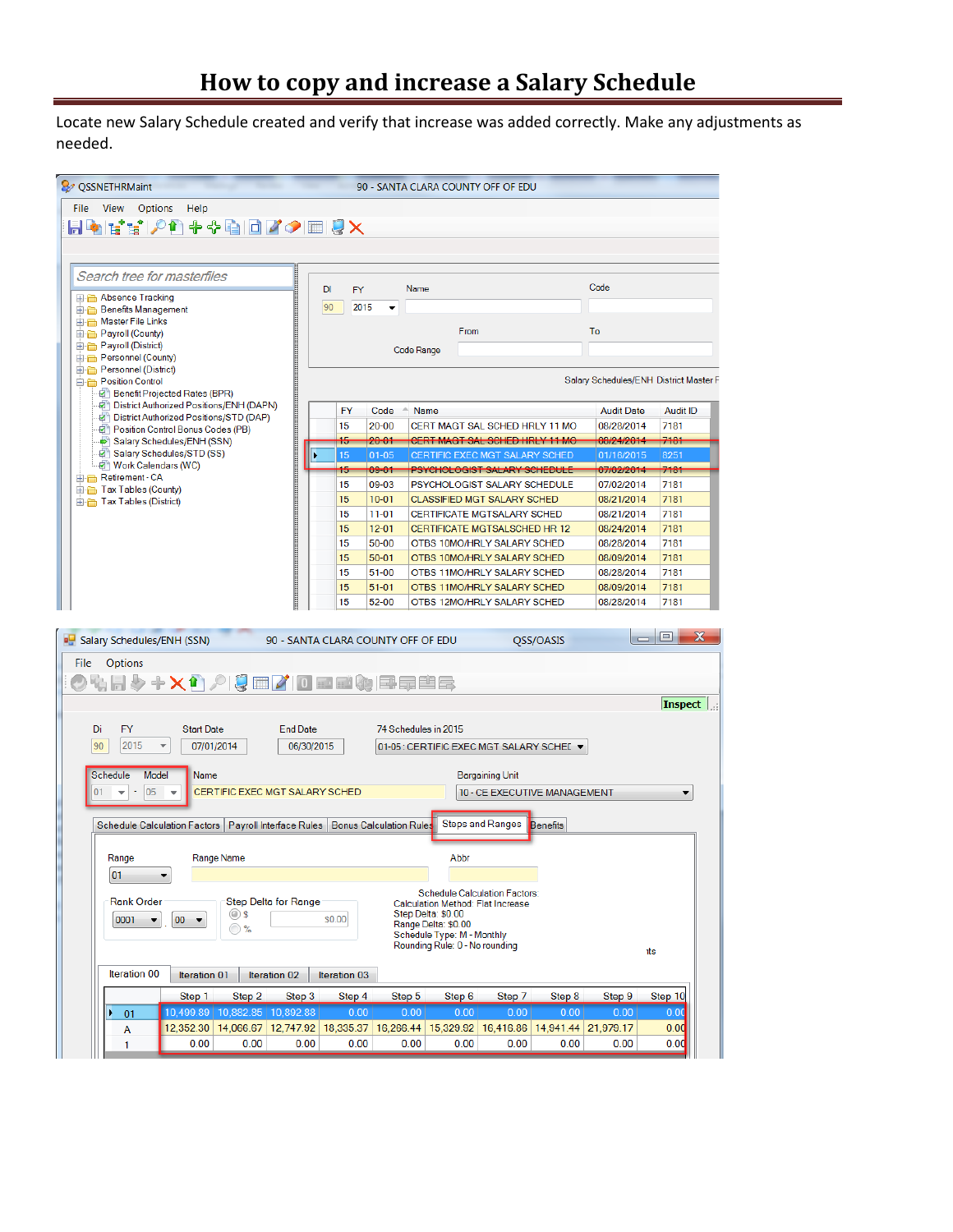# How to copy and increase a Salary Schedule

Locate new Salary Schedule created and verify that increase was added correctly. Make any adjustments as needed.

QSSNETHRMaint — 90 - SANTA CLARA COUNTY OFF OF EDU

File View Options Help

Search tree for masterfiles

- Absence Tracking
- Benefits Management
- Master File Links
- Payroll (County)
- Payroll (District)
- Personnel (County)
- Personnel (District)
- Position Control
  - Benefit Projected Rates (BPR)
  - District Authorized Positions/ENH (DAPN)
  - District Authorized Positions/STD (DAP)
  - Position Control Bonus Codes (PB)
  - Salary Schedules/ENH (SSN)
  - Salary Schedules/STD (SS)
  - Work Calendars (WC)
- Retirement - CA
- Tax Tables (County)
- Tax Tables (District)

DI: 90 FY: 2015 Name Code

Code Range From To

Salary Schedules/ENH District Master F

| FY | Code | Name | Audit Date | Audit ID |
|---|---|---|---|---|
| 15 | 20-00 | CERT MAGT SAL SCHED HRLY 11 MO | 08/28/2014 | 7181 |
| 15 | 20-01 | CERT MAGT SAL SCHED HRLY 11 MO | 08/24/2014 | 7181 |
| 15 | 01-05 | CERTIFIC EXEC MGT SALARY SCHED | 01/16/2015 | 8251 |
| 15 | 09-01 | PSYCHOLOGIST SALARY SCHEDULE | 07/02/2014 | 7181 |
| 15 | 09-03 | PSYCHOLOGIST SALARY SCHEDULE | 07/02/2014 | 7181 |
| 15 | 10-01 | CLASSIFIED MGT SALARY SCHED | 08/21/2014 | 7181 |
| 15 | 11-01 | CERTIFICATE MGTSALARY SCHED | 08/21/2014 | 7181 |
| 15 | 12-01 | CERTIFICATE MGTSALSCHED HR 12 | 08/24/2014 | 7181 |
| 15 | 50-00 | OTBS 10MO/HRLY SALARY SCHED | 08/28/2014 | 7181 |
| 15 | 50-01 | OTBS 10MO/HRLY SALARY SCHED | 08/09/2014 | 7181 |
| 15 | 51-00 | OTBS 11MO/HRLY SALARY SCHED | 08/28/2014 | 7181 |
| 15 | 51-01 | OTBS 11MO/HRLY SALARY SCHED | 08/09/2014 | 7181 |
| 15 | 52-00 | OTBS 12MO/HRLY SALARY SCHED | 08/28/2014 | 7181 |

Salary Schedules/ENH (SSN) — 90 - SANTA CLARA COUNTY OFF OF EDU — QSS/OASIS

File Options

Inspect

Di: 90 FY: 2015 Start Date: 07/01/2014 End Date: 06/30/2015 74 Schedules in 2015: 01-05 : CERTIFIC EXEC MGT SALARY SCHED

Schedule: 01 - Model: 05 Name: CERTIFIC EXEC MGT SALARY SCHED Bargaining Unit: 10 - CE EXECUTIVE MANAGEMENT

Schedule Calculation Factors | Payroll Interface Rules | Bonus Calculation Rules | Steps and Ranges | Benefits

Range: 01 Range Name Abbr

Rank Order: 0001 . 00

Step Delta for Range: $ / % $0.00

Schedule Calculation Factors
Calculation Method: Flat Increase
Step Delta: $0.00
Range Delta: $0.00
Schedule Type: M - Monthly
Rounding Rule: 0 - No rounding

Iteration 00 | Iteration 01 | Iteration 02 | Iteration 03

| | Step 1 | Step 2 | Step 3 | Step 4 | Step 5 | Step 6 | Step 7 | Step 8 | Step 9 | Step 10 |
|---|---|---|---|---|---|---|---|---|---|---|
| 01 | 10,499.89 | 10,882.85 | 10,892.88 | 0.00 | 0.00 | 0.00 | 0.00 | 0.00 | 0.00 | 0.00 |
| A | 12,352.30 | 14,066.67 | 12,747.92 | 18,335.37 | 16,266.44 | 15,329.92 | 16,416.86 | 14,941.44 | 21,979.17 | 0.00 |
| 1 | 0.00 | 0.00 | 0.00 | 0.00 | 0.00 | 0.00 | 0.00 | 0.00 | 0.00 | 0.00 |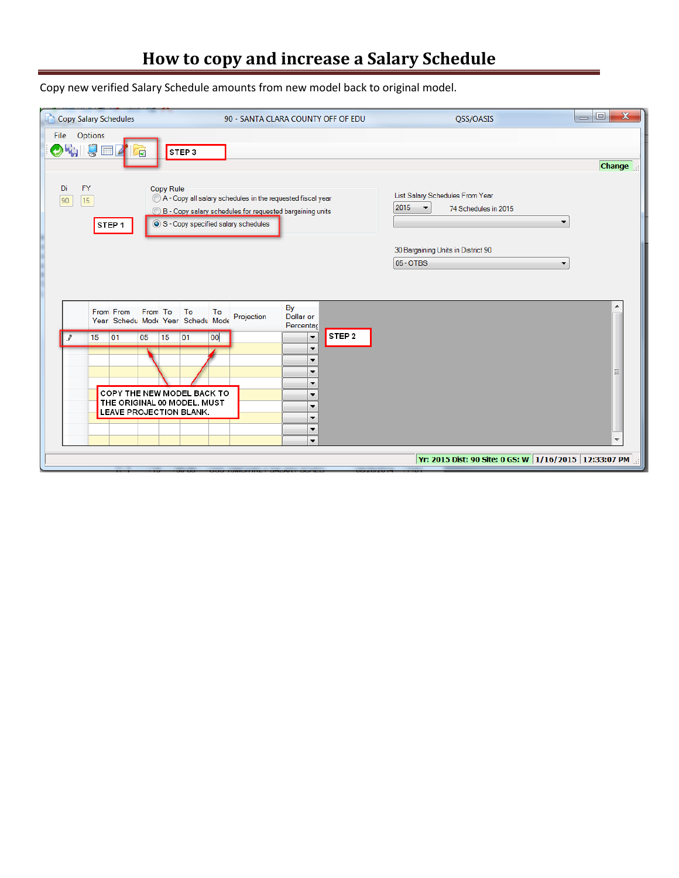# How to copy and increase a Salary Schedule

Copy new verified Salary Schedule amounts from new model back to original model.

Copy Salary Schedules    90 - SANTA CLARA COUNTY OFF OF EDU    QSS/OASIS

File  Options

STEP 3

Change

Di 90  FY 15

STEP 1

Copy Rule
- A - Copy all salary schedules in the requested fiscal year
- B - Copy salary schedules for requested bargaining units
- S - Copy specified salary schedules

List Salary Schedules From Year 2015    74 Schedules in 2015

30 Bargaining Units in District 90
05 - OTBS

| From Year | From Schedu | From Mode | To Year | To Schedu | To Mode | Projection | By Dollar or Percentag |
|---|---|---|---|---|---|---|---|
| 15 | 01 | 05 | 15 | 01 | 00 | | |

STEP 2

COPY THE NEW MODEL BACK TO THE ORIGINAL 00 MODEL. MUST LEAVE PROJECTION BLANK.

Yr: 2015 Dist: 90 Site: 0 GS: W    1/16/2015    12:33:07 PM